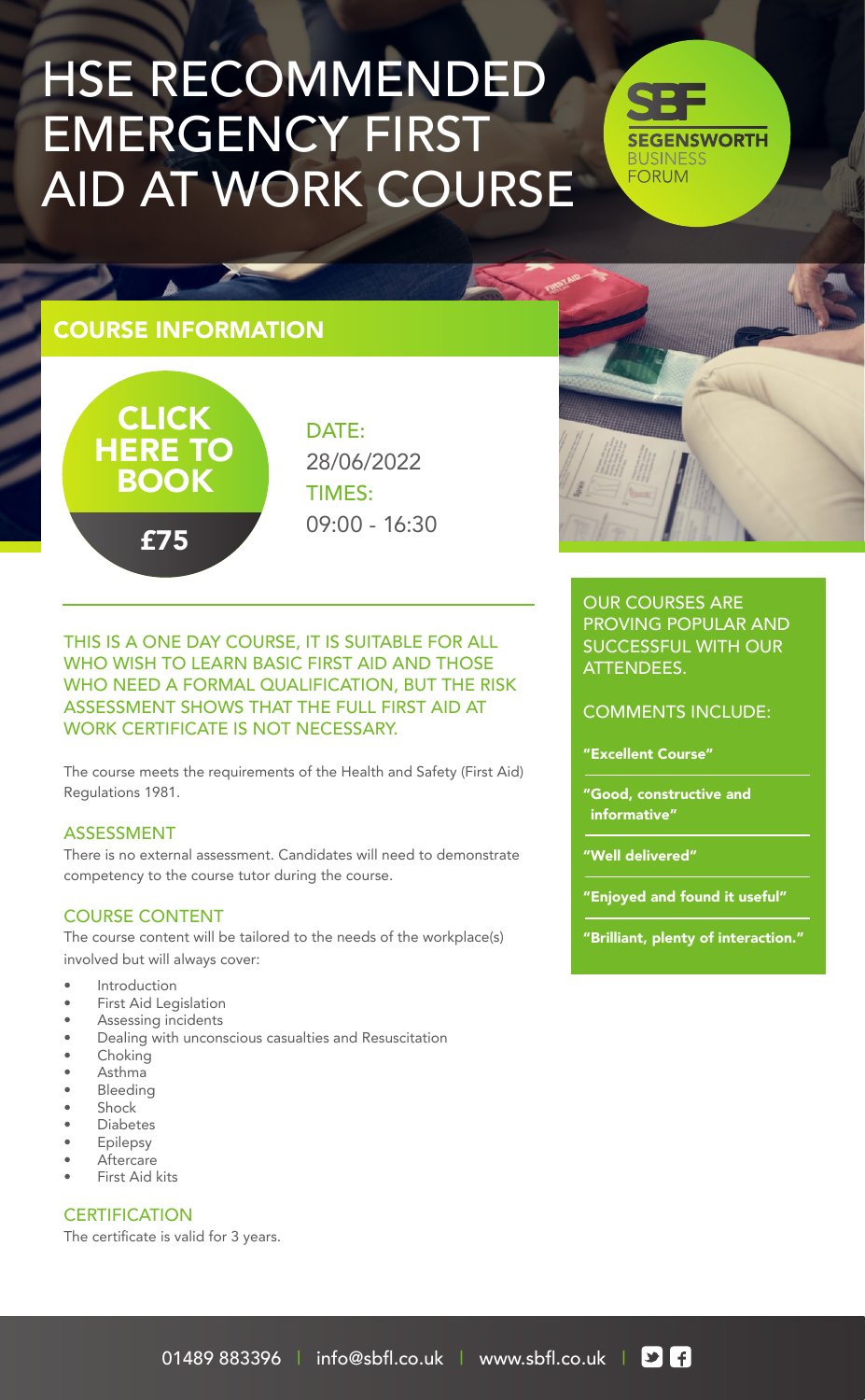# HSE RECOMMENDED EMERGENCY FIRST AID AT WORK COURSE

SEGENSWORTH BUSINESS FORUM

## COURSE INFORMATION

**CLICK HERE TO BOOK**

**£75**

DATE:
28/06/2022

TIMES:
09:00 - 16:30

THIS IS A ONE DAY COURSE, IT IS SUITABLE FOR ALL WHO WISH TO LEARN BASIC FIRST AID AND THOSE WHO NEED A FORMAL QUALIFICATION, BUT THE RISK ASSESSMENT SHOWS THAT THE FULL FIRST AID AT WORK CERTIFICATE IS NOT NECESSARY.

The course meets the requirements of the Health and Safety (First Aid) Regulations 1981.

### ASSESSMENT

There is no external assessment. Candidates will need to demonstrate competency to the course tutor during the course.

### COURSE CONTENT

The course content will be tailored to the needs of the workplace(s) involved but will always cover:

- Introduction
- First Aid Legislation
- Assessing incidents
- Dealing with unconscious casualties and Resuscitation
- Choking
- Asthma
- Bleeding
- Shock
- Diabetes
- Epilepsy
- Aftercare
- First Aid kits

### CERTIFICATION

The certificate is valid for 3 years.

OUR COURSES ARE PROVING POPULAR AND SUCCESSFUL WITH OUR ATTENDEES.

COMMENTS INCLUDE:

**"Excellent Course"**

**"Good, constructive and informative"**

**"Well delivered"**

**"Enjoyed and found it useful"**

**"Brilliant, plenty of interaction."**

01489 883396 | info@sbfl.co.uk | www.sbfl.co.uk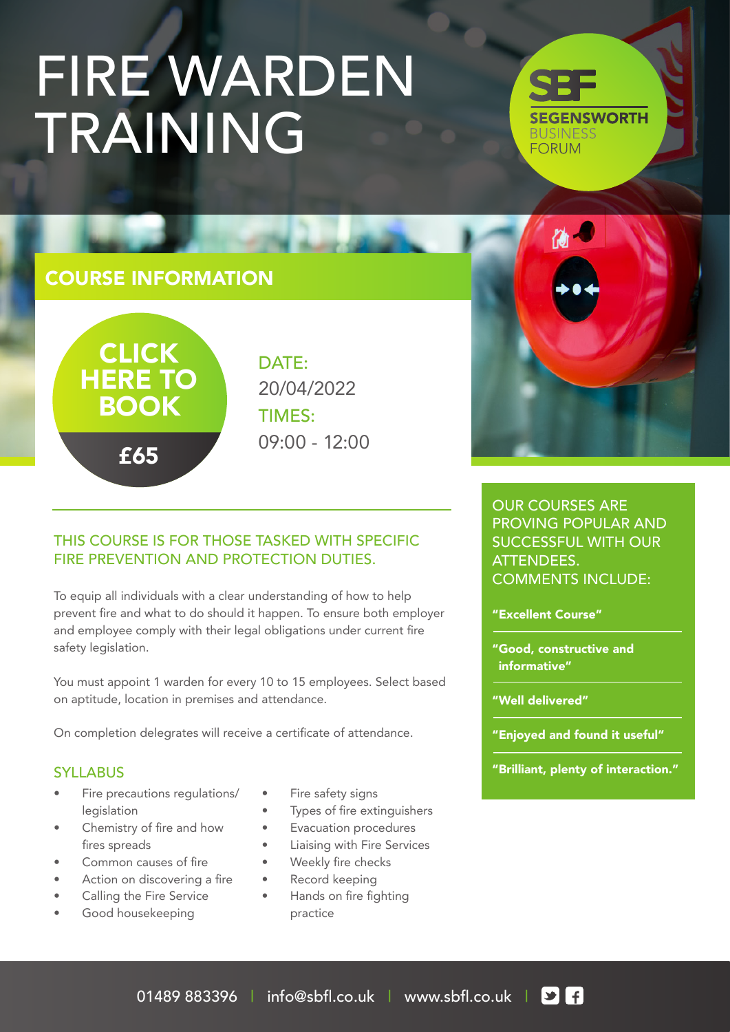# FIRE WARDEN TRAINING

SEGENSWORTH BUSINESS FORUM

## COURSE INFORMATION

**CLICK HERE TO BOOK**

**£65**

DATE:
20/04/2022

TIMES:
09:00 - 12:00

### THIS COURSE IS FOR THOSE TASKED WITH SPECIFIC FIRE PREVENTION AND PROTECTION DUTIES.

To equip all individuals with a clear understanding of how to help prevent fire and what to do should it happen. To ensure both employer and employee comply with their legal obligations under current fire safety legislation.

You must appoint 1 warden for every 10 to 15 employees. Select based on aptitude, location in premises and attendance.

On completion delegates will receive a certificate of attendance.

### SYLLABUS

- Fire precautions regulations/legislation
- Chemistry of fire and how fires spreads
- Common causes of fire
- Action on discovering a fire
- Calling the Fire Service
- Good housekeeping
- Fire safety signs
- Types of fire extinguishers
- Evacuation procedures
- Liaising with Fire Services
- Weekly fire checks
- Record keeping
- Hands on fire fighting practice

### OUR COURSES ARE PROVING POPULAR AND SUCCESSFUL WITH OUR ATTENDEES. COMMENTS INCLUDE:

**"Excellent Course"**

**"Good, constructive and informative"**

**"Well delivered"**

**"Enjoyed and found it useful"**

**"Brilliant, plenty of interaction."**

01489 883396 | info@sbfl.co.uk | www.sbfl.co.uk